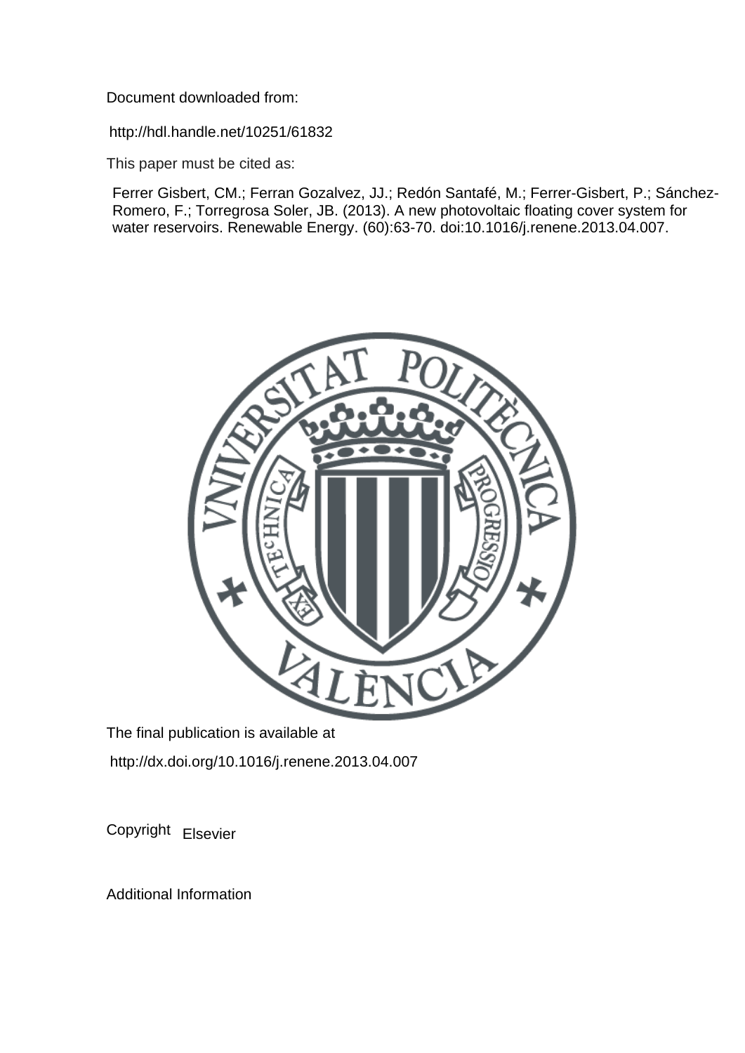Document downloaded from:

http://hdl.handle.net/10251/61832

This paper must be cited as:

Ferrer Gisbert, CM.; Ferran Gozalvez, JJ.; Redón Santafé, M.; Ferrer-Gisbert, P.; Sánchez-Romero, F.; Torregrosa Soler, JB. (2013). A new photovoltaic floating cover system for water reservoirs. Renewable Energy. (60):63-70. doi:10.1016/j.renene.2013.04.007.

The final publication is available at

http://dx.doi.org/10.1016/j.renene.2013.04.007

Copyright Elsevier

Additional Information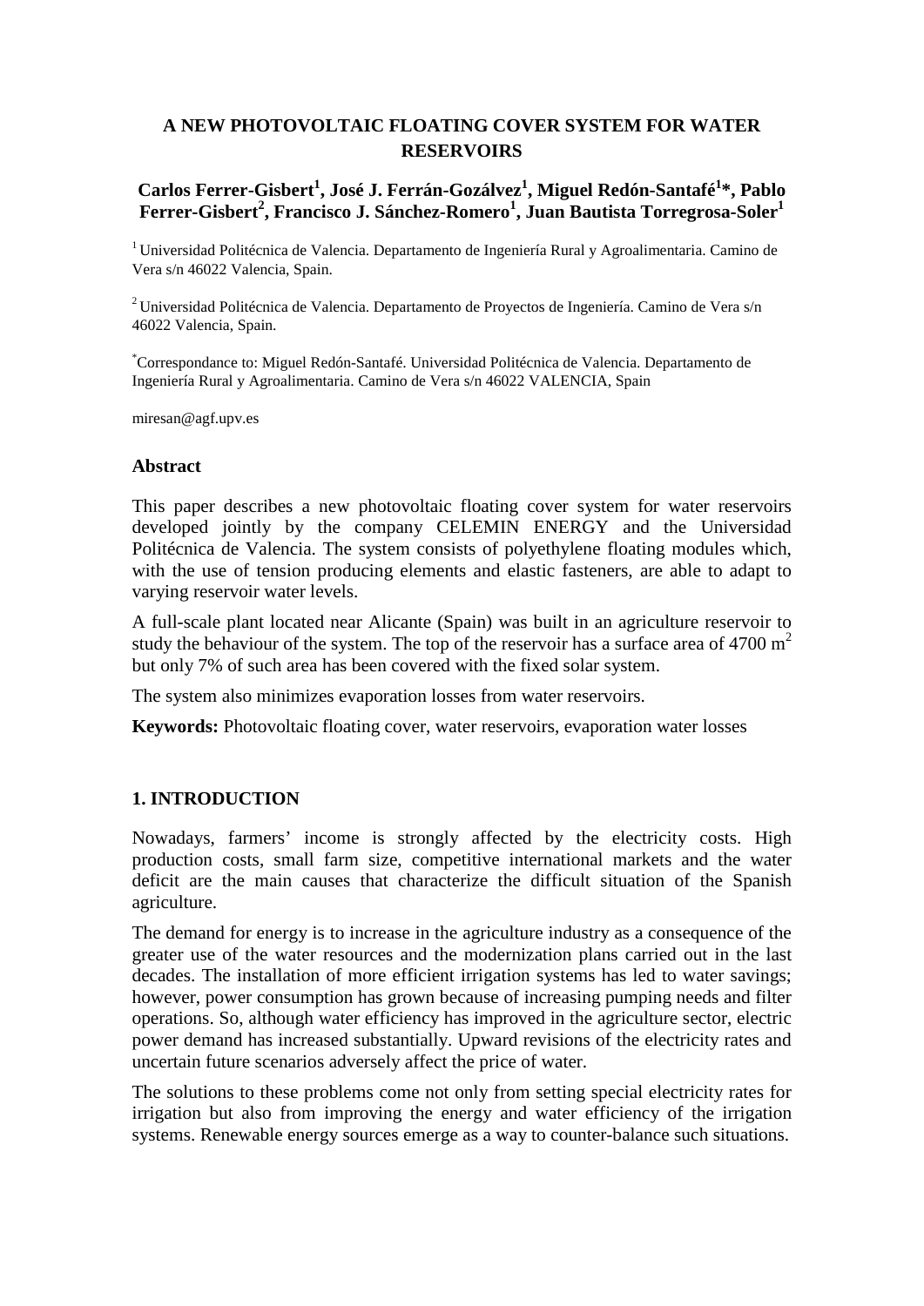# A NEW PHOTOVOLTAIC FLOATING COVER SYSTEM FOR WATER RESERVOIRS

**Carlos Ferrer-Gisbert[1], José J. Ferrán-Gozálvez[1], Miguel Redón-Santafé[1]*, Pablo Ferrer-Gisbert[2], Francisco J. Sánchez-Romero[1], Juan Bautista Torregrosa-Soler[1]**

[1] Universidad Politécnica de Valencia. Departamento de Ingeniería Rural y Agroalimentaria. Camino de Vera s/n 46022 Valencia, Spain.

[2] Universidad Politécnica de Valencia. Departamento de Proyectos de Ingeniería. Camino de Vera s/n 46022 Valencia, Spain.

*Correspondance to: Miguel Redón-Santafé. Universidad Politécnica de Valencia. Departamento de Ingeniería Rural y Agroalimentaria. Camino de Vera s/n 46022 VALENCIA, Spain

miresan@agf.upv.es

## Abstract

This paper describes a new photovoltaic floating cover system for water reservoirs developed jointly by the company CELEMIN ENERGY and the Universidad Politécnica de Valencia. The system consists of polyethylene floating modules which, with the use of tension producing elements and elastic fasteners, are able to adapt to varying reservoir water levels.

A full-scale plant located near Alicante (Spain) was built in an agriculture reservoir to study the behaviour of the system. The top of the reservoir has a surface area of 4700 $m^2$ but only 7% of such area has been covered with the fixed solar system.

The system also minimizes evaporation losses from water reservoirs.

**Keywords:** Photovoltaic floating cover, water reservoirs, evaporation water losses

## 1. INTRODUCTION

Nowadays, farmers' income is strongly affected by the electricity costs. High production costs, small farm size, competitive international markets and the water deficit are the main causes that characterize the difficult situation of the Spanish agriculture.

The demand for energy is to increase in the agriculture industry as a consequence of the greater use of the water resources and the modernization plans carried out in the last decades. The installation of more efficient irrigation systems has led to water savings; however, power consumption has grown because of increasing pumping needs and filter operations. So, although water efficiency has improved in the agriculture sector, electric power demand has increased substantially. Upward revisions of the electricity rates and uncertain future scenarios adversely affect the price of water.

The solutions to these problems come not only from setting special electricity rates for irrigation but also from improving the energy and water efficiency of the irrigation systems. Renewable energy sources emerge as a way to counter-balance such situations.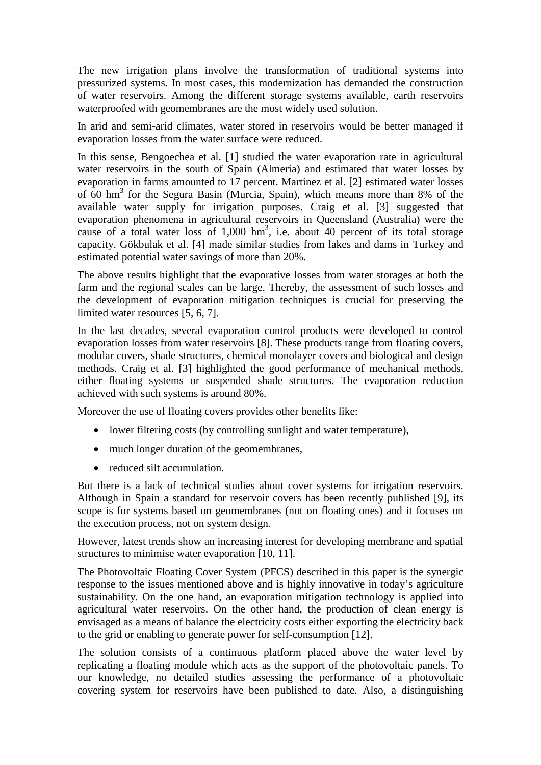The new irrigation plans involve the transformation of traditional systems into pressurized systems. In most cases, this modernization has demanded the construction of water reservoirs. Among the different storage systems available, earth reservoirs waterproofed with geomembranes are the most widely used solution.

In arid and semi-arid climates, water stored in reservoirs would be better managed if evaporation losses from the water surface were reduced.

In this sense, Bengoechea et al. [1] studied the water evaporation rate in agricultural water reservoirs in the south of Spain (Almeria) and estimated that water losses by evaporation in farms amounted to 17 percent. Martinez et al. [2] estimated water losses of 60 $hm^3$ for the Segura Basin (Murcia, Spain), which means more than 8% of the available water supply for irrigation purposes. Craig et al. [3] suggested that evaporation phenomena in agricultural reservoirs in Queensland (Australia) were the cause of a total water loss of 1,000 $hm^3$, i.e. about 40 percent of its total storage capacity. Gökbulak et al. [4] made similar studies from lakes and dams in Turkey and estimated potential water savings of more than 20%.

The above results highlight that the evaporative losses from water storages at both the farm and the regional scales can be large. Thereby, the assessment of such losses and the development of evaporation mitigation techniques is crucial for preserving the limited water resources [5, 6, 7].

In the last decades, several evaporation control products were developed to control evaporation losses from water reservoirs [8]. These products range from floating covers, modular covers, shade structures, chemical monolayer covers and biological and design methods. Craig et al. [3] highlighted the good performance of mechanical methods, either floating systems or suspended shade structures. The evaporation reduction achieved with such systems is around 80%.

Moreover the use of floating covers provides other benefits like:

- lower filtering costs (by controlling sunlight and water temperature),
- much longer duration of the geomembranes,
- reduced silt accumulation.

But there is a lack of technical studies about cover systems for irrigation reservoirs. Although in Spain a standard for reservoir covers has been recently published [9], its scope is for systems based on geomembranes (not on floating ones) and it focuses on the execution process, not on system design.

However, latest trends show an increasing interest for developing membrane and spatial structures to minimise water evaporation [10, 11].

The Photovoltaic Floating Cover System (PFCS) described in this paper is the synergic response to the issues mentioned above and is highly innovative in today's agriculture sustainability. On the one hand, an evaporation mitigation technology is applied into agricultural water reservoirs. On the other hand, the production of clean energy is envisaged as a means of balance the electricity costs either exporting the electricity back to the grid or enabling to generate power for self-consumption [12].

The solution consists of a continuous platform placed above the water level by replicating a floating module which acts as the support of the photovoltaic panels. To our knowledge, no detailed studies assessing the performance of a photovoltaic covering system for reservoirs have been published to date. Also, a distinguishing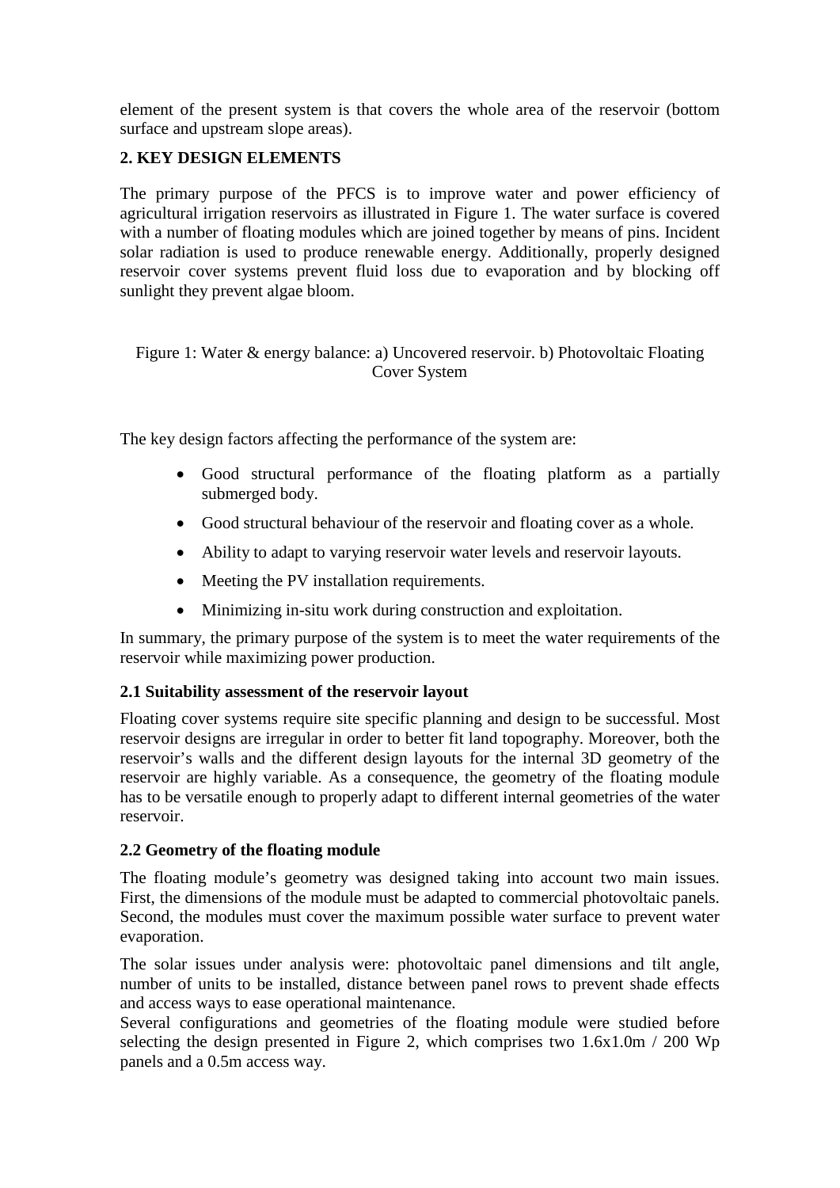element of the present system is that covers the whole area of the reservoir (bottom surface and upstream slope areas).

## 2. KEY DESIGN ELEMENTS

The primary purpose of the PFCS is to improve water and power efficiency of agricultural irrigation reservoirs as illustrated in Figure 1. The water surface is covered with a number of floating modules which are joined together by means of pins. Incident solar radiation is used to produce renewable energy. Additionally, properly designed reservoir cover systems prevent fluid loss due to evaporation and by blocking off sunlight they prevent algae bloom.

Figure 1: Water & energy balance: a) Uncovered reservoir. b) Photovoltaic Floating Cover System

The key design factors affecting the performance of the system are:

- Good structural performance of the floating platform as a partially submerged body.
- Good structural behaviour of the reservoir and floating cover as a whole.
- Ability to adapt to varying reservoir water levels and reservoir layouts.
- Meeting the PV installation requirements.
- Minimizing in-situ work during construction and exploitation.

In summary, the primary purpose of the system is to meet the water requirements of the reservoir while maximizing power production.

### 2.1 Suitability assessment of the reservoir layout

Floating cover systems require site specific planning and design to be successful. Most reservoir designs are irregular in order to better fit land topography. Moreover, both the reservoir's walls and the different design layouts for the internal 3D geometry of the reservoir are highly variable. As a consequence, the geometry of the floating module has to be versatile enough to properly adapt to different internal geometries of the water reservoir.

### 2.2 Geometry of the floating module

The floating module's geometry was designed taking into account two main issues. First, the dimensions of the module must be adapted to commercial photovoltaic panels. Second, the modules must cover the maximum possible water surface to prevent water evaporation.

The solar issues under analysis were: photovoltaic panel dimensions and tilt angle, number of units to be installed, distance between panel rows to prevent shade effects and access ways to ease operational maintenance.

Several configurations and geometries of the floating module were studied before selecting the design presented in Figure 2, which comprises two 1.6x1.0m / 200 Wp panels and a 0.5m access way.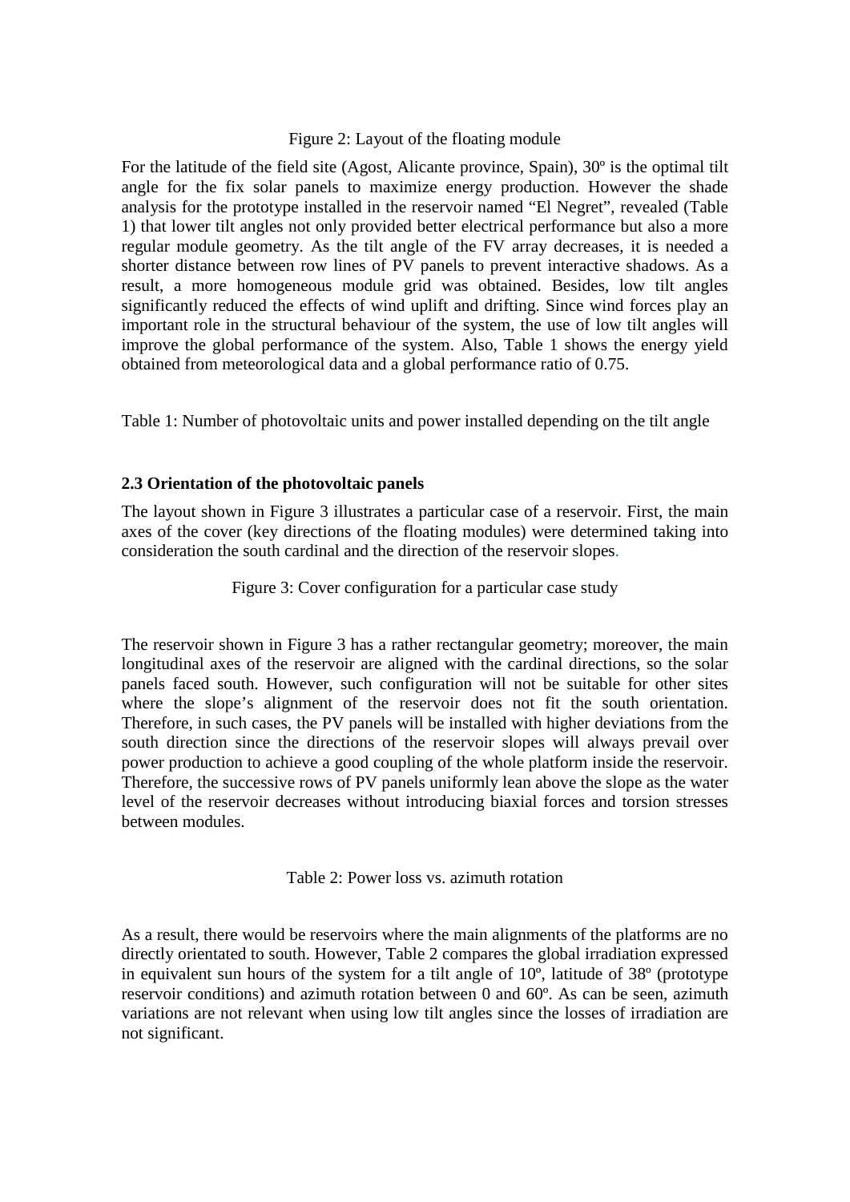Figure 2: Layout of the floating module

For the latitude of the field site (Agost, Alicante province, Spain), 30º is the optimal tilt angle for the fix solar panels to maximize energy production. However the shade analysis for the prototype installed in the reservoir named "El Negret", revealed (Table 1) that lower tilt angles not only provided better electrical performance but also a more regular module geometry. As the tilt angle of the FV array decreases, it is needed a shorter distance between row lines of PV panels to prevent interactive shadows. As a result, a more homogeneous module grid was obtained. Besides, low tilt angles significantly reduced the effects of wind uplift and drifting. Since wind forces play an important role in the structural behaviour of the system, the use of low tilt angles will improve the global performance of the system. Also, Table 1 shows the energy yield obtained from meteorological data and a global performance ratio of 0.75.

Table 1: Number of photovoltaic units and power installed depending on the tilt angle

### 2.3 Orientation of the photovoltaic panels

The layout shown in Figure 3 illustrates a particular case of a reservoir. First, the main axes of the cover (key directions of the floating modules) were determined taking into consideration the south cardinal and the direction of the reservoir slopes.

Figure 3: Cover configuration for a particular case study

The reservoir shown in Figure 3 has a rather rectangular geometry; moreover, the main longitudinal axes of the reservoir are aligned with the cardinal directions, so the solar panels faced south. However, such configuration will not be suitable for other sites where the slope's alignment of the reservoir does not fit the south orientation. Therefore, in such cases, the PV panels will be installed with higher deviations from the south direction since the directions of the reservoir slopes will always prevail over power production to achieve a good coupling of the whole platform inside the reservoir. Therefore, the successive rows of PV panels uniformly lean above the slope as the water level of the reservoir decreases without introducing biaxial forces and torsion stresses between modules.

Table 2: Power loss vs. azimuth rotation

As a result, there would be reservoirs where the main alignments of the platforms are no directly orientated to south. However, Table 2 compares the global irradiation expressed in equivalent sun hours of the system for a tilt angle of 10º, latitude of 38º (prototype reservoir conditions) and azimuth rotation between 0 and 60º. As can be seen, azimuth variations are not relevant when using low tilt angles since the losses of irradiation are not significant.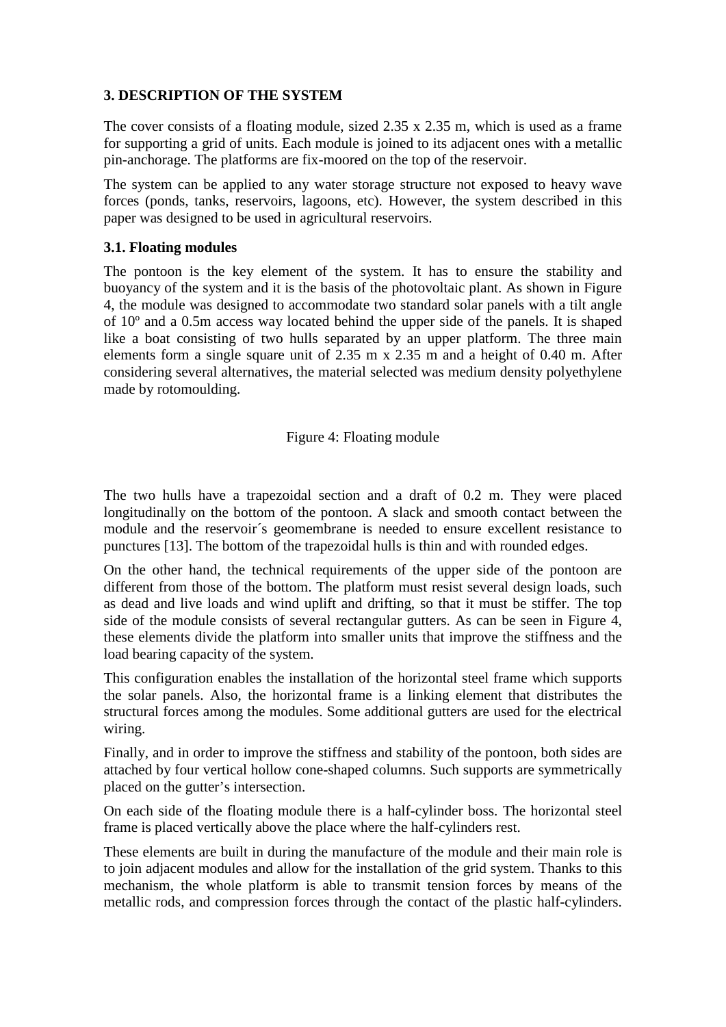## 3. DESCRIPTION OF THE SYSTEM

The cover consists of a floating module, sized 2.35 x 2.35 m, which is used as a frame for supporting a grid of units. Each module is joined to its adjacent ones with a metallic pin-anchorage. The platforms are fix-moored on the top of the reservoir.

The system can be applied to any water storage structure not exposed to heavy wave forces (ponds, tanks, reservoirs, lagoons, etc). However, the system described in this paper was designed to be used in agricultural reservoirs.

### 3.1. Floating modules

The pontoon is the key element of the system. It has to ensure the stability and buoyancy of the system and it is the basis of the photovoltaic plant. As shown in Figure 4, the module was designed to accommodate two standard solar panels with a tilt angle of 10º and a 0.5m access way located behind the upper side of the panels. It is shaped like a boat consisting of two hulls separated by an upper platform. The three main elements form a single square unit of 2.35 m x 2.35 m and a height of 0.40 m. After considering several alternatives, the material selected was medium density polyethylene made by rotomoulding.

Figure 4: Floating module

The two hulls have a trapezoidal section and a draft of 0.2 m. They were placed longitudinally on the bottom of the pontoon. A slack and smooth contact between the module and the reservoir´s geomembrane is needed to ensure excellent resistance to punctures [13]. The bottom of the trapezoidal hulls is thin and with rounded edges.

On the other hand, the technical requirements of the upper side of the pontoon are different from those of the bottom. The platform must resist several design loads, such as dead and live loads and wind uplift and drifting, so that it must be stiffer. The top side of the module consists of several rectangular gutters. As can be seen in Figure 4, these elements divide the platform into smaller units that improve the stiffness and the load bearing capacity of the system.

This configuration enables the installation of the horizontal steel frame which supports the solar panels. Also, the horizontal frame is a linking element that distributes the structural forces among the modules. Some additional gutters are used for the electrical wiring.

Finally, and in order to improve the stiffness and stability of the pontoon, both sides are attached by four vertical hollow cone-shaped columns. Such supports are symmetrically placed on the gutter's intersection.

On each side of the floating module there is a half-cylinder boss. The horizontal steel frame is placed vertically above the place where the half-cylinders rest.

These elements are built in during the manufacture of the module and their main role is to join adjacent modules and allow for the installation of the grid system. Thanks to this mechanism, the whole platform is able to transmit tension forces by means of the metallic rods, and compression forces through the contact of the plastic half-cylinders.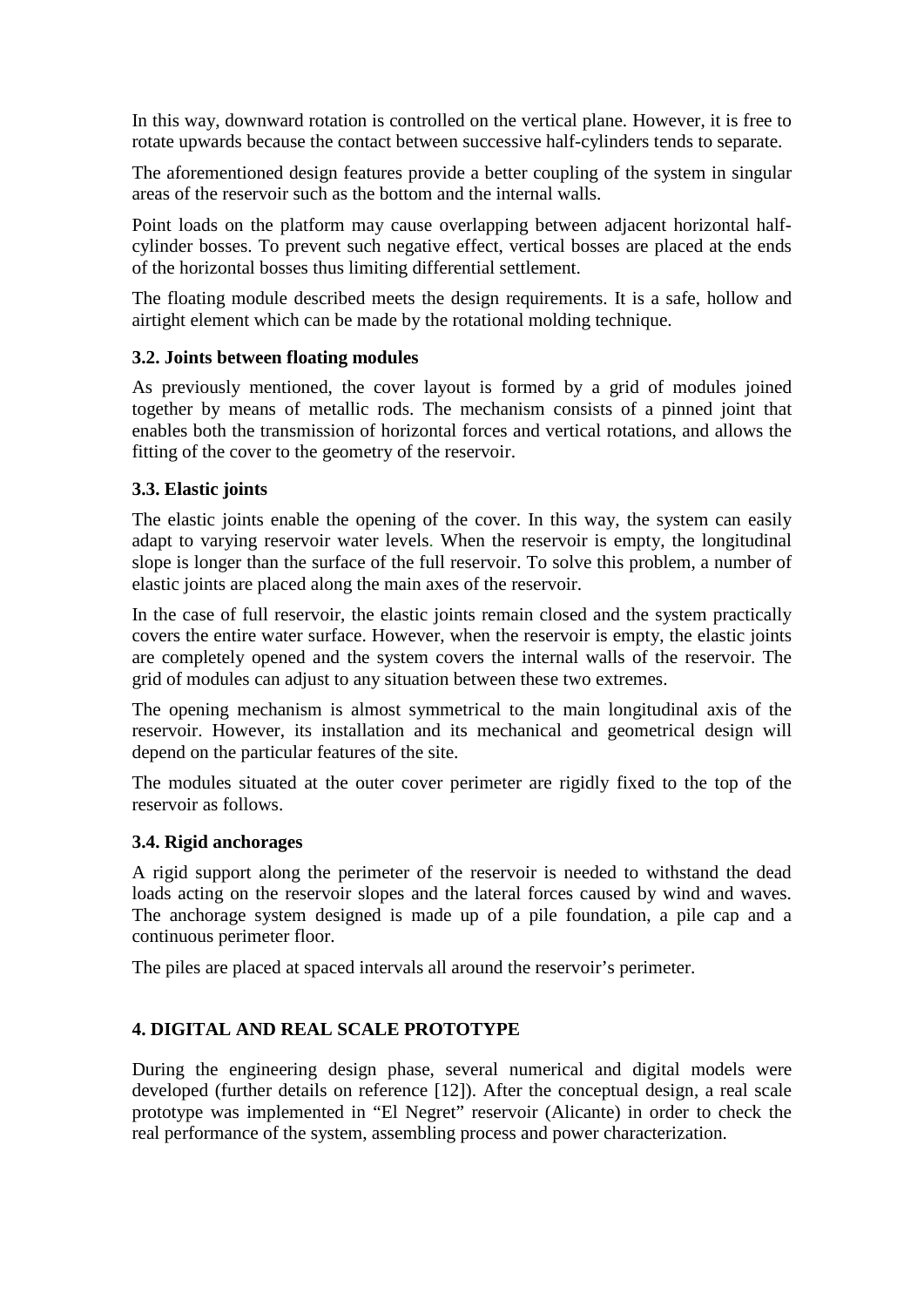In this way, downward rotation is controlled on the vertical plane. However, it is free to rotate upwards because the contact between successive half-cylinders tends to separate.

The aforementioned design features provide a better coupling of the system in singular areas of the reservoir such as the bottom and the internal walls.

Point loads on the platform may cause overlapping between adjacent horizontal half-cylinder bosses. To prevent such negative effect, vertical bosses are placed at the ends of the horizontal bosses thus limiting differential settlement.

The floating module described meets the design requirements. It is a safe, hollow and airtight element which can be made by the rotational molding technique.

### 3.2. Joints between floating modules

As previously mentioned, the cover layout is formed by a grid of modules joined together by means of metallic rods. The mechanism consists of a pinned joint that enables both the transmission of horizontal forces and vertical rotations, and allows the fitting of the cover to the geometry of the reservoir.

### 3.3. Elastic joints

The elastic joints enable the opening of the cover. In this way, the system can easily adapt to varying reservoir water levels. When the reservoir is empty, the longitudinal slope is longer than the surface of the full reservoir. To solve this problem, a number of elastic joints are placed along the main axes of the reservoir.

In the case of full reservoir, the elastic joints remain closed and the system practically covers the entire water surface. However, when the reservoir is empty, the elastic joints are completely opened and the system covers the internal walls of the reservoir. The grid of modules can adjust to any situation between these two extremes.

The opening mechanism is almost symmetrical to the main longitudinal axis of the reservoir. However, its installation and its mechanical and geometrical design will depend on the particular features of the site.

The modules situated at the outer cover perimeter are rigidly fixed to the top of the reservoir as follows.

### 3.4. Rigid anchorages

A rigid support along the perimeter of the reservoir is needed to withstand the dead loads acting on the reservoir slopes and the lateral forces caused by wind and waves. The anchorage system designed is made up of a pile foundation, a pile cap and a continuous perimeter floor.

The piles are placed at spaced intervals all around the reservoir's perimeter.

## 4. DIGITAL AND REAL SCALE PROTOTYPE

During the engineering design phase, several numerical and digital models were developed (further details on reference [12]). After the conceptual design, a real scale prototype was implemented in "El Negret" reservoir (Alicante) in order to check the real performance of the system, assembling process and power characterization.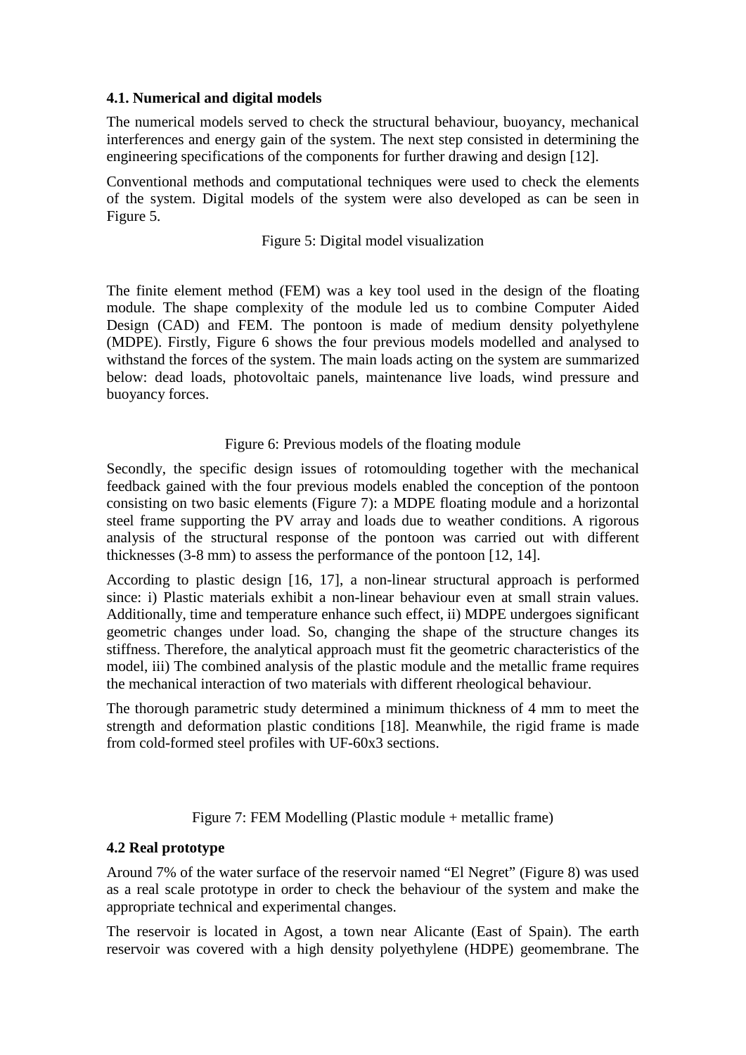### 4.1. Numerical and digital models

The numerical models served to check the structural behaviour, buoyancy, mechanical interferences and energy gain of the system. The next step consisted in determining the engineering specifications of the components for further drawing and design [12].

Conventional methods and computational techniques were used to check the elements of the system. Digital models of the system were also developed as can be seen in Figure 5.

Figure 5: Digital model visualization

The finite element method (FEM) was a key tool used in the design of the floating module. The shape complexity of the module led us to combine Computer Aided Design (CAD) and FEM. The pontoon is made of medium density polyethylene (MDPE). Firstly, Figure 6 shows the four previous models modelled and analysed to withstand the forces of the system. The main loads acting on the system are summarized below: dead loads, photovoltaic panels, maintenance live loads, wind pressure and buoyancy forces.

Figure 6: Previous models of the floating module

Secondly, the specific design issues of rotomoulding together with the mechanical feedback gained with the four previous models enabled the conception of the pontoon consisting on two basic elements (Figure 7): a MDPE floating module and a horizontal steel frame supporting the PV array and loads due to weather conditions. A rigorous analysis of the structural response of the pontoon was carried out with different thicknesses (3-8 mm) to assess the performance of the pontoon [12, 14].

According to plastic design [16, 17], a non-linear structural approach is performed since: i) Plastic materials exhibit a non-linear behaviour even at small strain values. Additionally, time and temperature enhance such effect, ii) MDPE undergoes significant geometric changes under load. So, changing the shape of the structure changes its stiffness. Therefore, the analytical approach must fit the geometric characteristics of the model, iii) The combined analysis of the plastic module and the metallic frame requires the mechanical interaction of two materials with different rheological behaviour.

The thorough parametric study determined a minimum thickness of 4 mm to meet the strength and deformation plastic conditions [18]. Meanwhile, the rigid frame is made from cold-formed steel profiles with UF-60x3 sections.

Figure 7: FEM Modelling (Plastic module + metallic frame)

### 4.2 Real prototype

Around 7% of the water surface of the reservoir named "El Negret" (Figure 8) was used as a real scale prototype in order to check the behaviour of the system and make the appropriate technical and experimental changes.

The reservoir is located in Agost, a town near Alicante (East of Spain). The earth reservoir was covered with a high density polyethylene (HDPE) geomembrane. The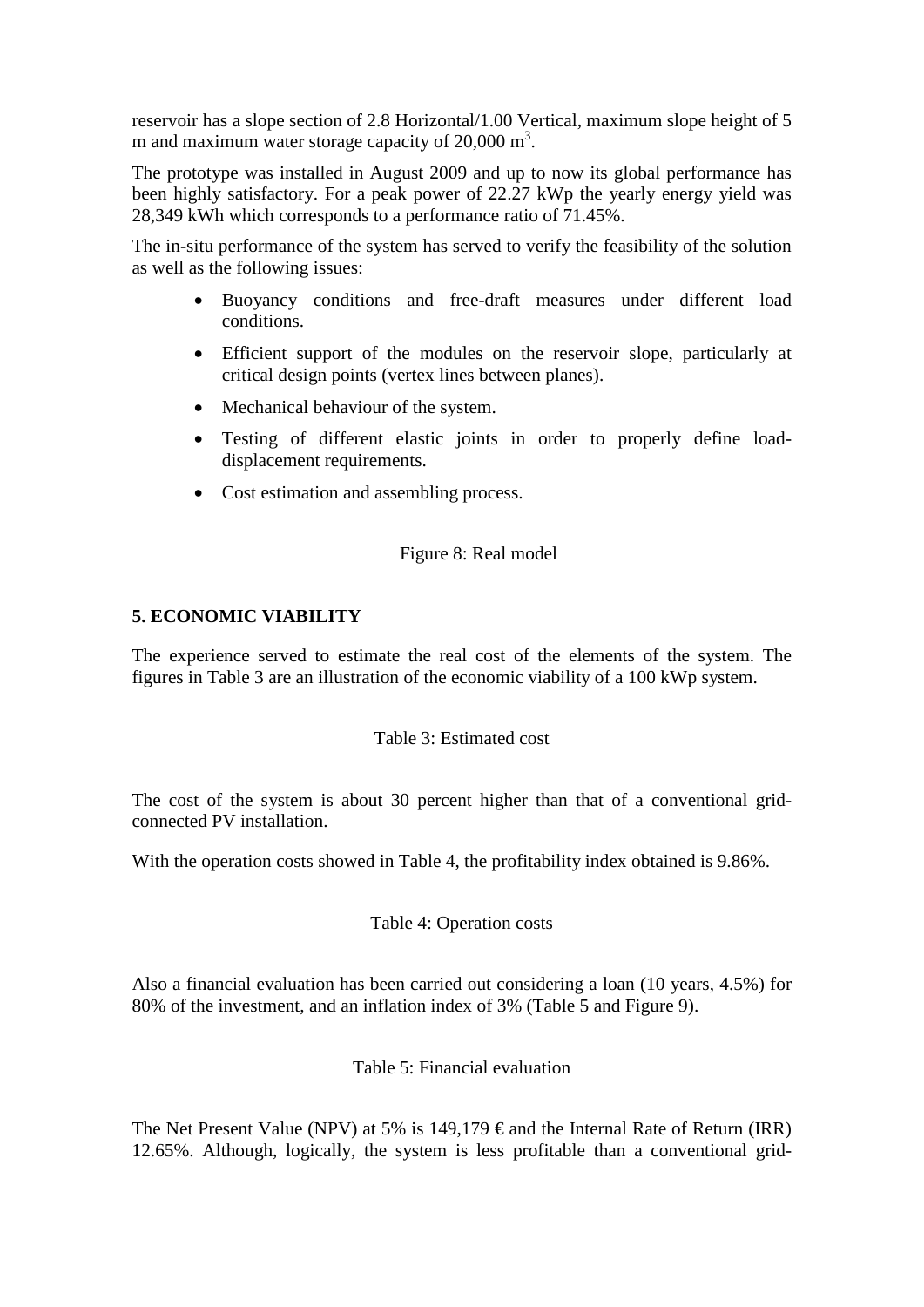reservoir has a slope section of 2.8 Horizontal/1.00 Vertical, maximum slope height of 5 m and maximum water storage capacity of 20,000 $m^3$.

The prototype was installed in August 2009 and up to now its global performance has been highly satisfactory. For a peak power of 22.27 kWp the yearly energy yield was 28,349 kWh which corresponds to a performance ratio of 71.45%.

The in-situ performance of the system has served to verify the feasibility of the solution as well as the following issues:

- Buoyancy conditions and free-draft measures under different load conditions.
- Efficient support of the modules on the reservoir slope, particularly at critical design points (vertex lines between planes).
- Mechanical behaviour of the system.
- Testing of different elastic joints in order to properly define load-displacement requirements.
- Cost estimation and assembling process.

Figure 8: Real model

## 5. ECONOMIC VIABILITY

The experience served to estimate the real cost of the elements of the system. The figures in Table 3 are an illustration of the economic viability of a 100 kWp system.

Table 3: Estimated cost

The cost of the system is about 30 percent higher than that of a conventional grid-connected PV installation.

With the operation costs showed in Table 4, the profitability index obtained is 9.86%.

Table 4: Operation costs

Also a financial evaluation has been carried out considering a loan (10 years, 4.5%) for 80% of the investment, and an inflation index of 3% (Table 5 and Figure 9).

Table 5: Financial evaluation

The Net Present Value (NPV) at 5% is 149,179 € and the Internal Rate of Return (IRR) 12.65%. Although, logically, the system is less profitable than a conventional grid-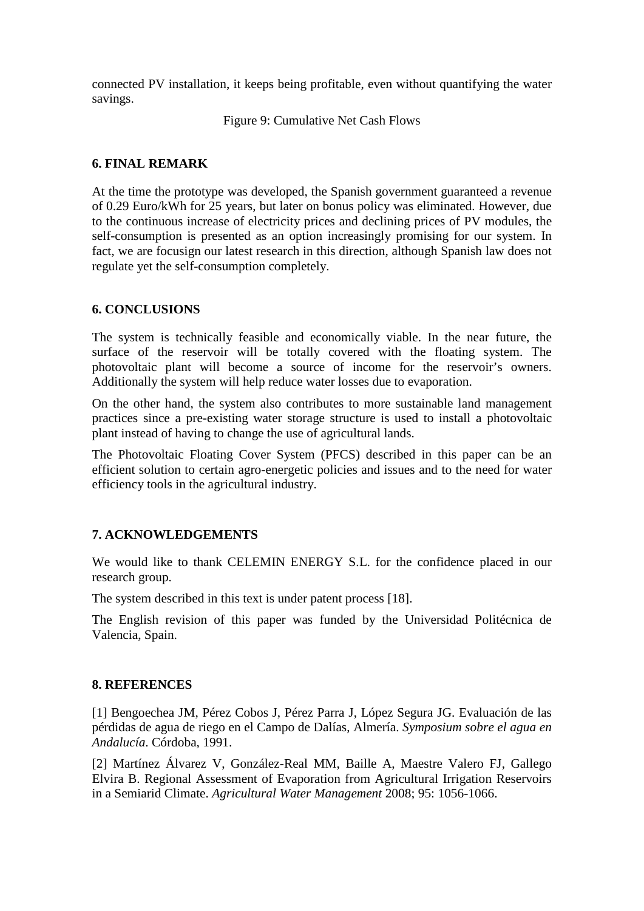connected PV installation, it keeps being profitable, even without quantifying the water savings.

Figure 9: Cumulative Net Cash Flows

## 6. FINAL REMARK

At the time the prototype was developed, the Spanish government guaranteed a revenue of 0.29 Euro/kWh for 25 years, but later on bonus policy was eliminated. However, due to the continuous increase of electricity prices and declining prices of PV modules, the self-consumption is presented as an option increasingly promising for our system. In fact, we are focusign our latest research in this direction, although Spanish law does not regulate yet the self-consumption completely.

## 6. CONCLUSIONS

The system is technically feasible and economically viable. In the near future, the surface of the reservoir will be totally covered with the floating system. The photovoltaic plant will become a source of income for the reservoir's owners. Additionally the system will help reduce water losses due to evaporation.

On the other hand, the system also contributes to more sustainable land management practices since a pre-existing water storage structure is used to install a photovoltaic plant instead of having to change the use of agricultural lands.

The Photovoltaic Floating Cover System (PFCS) described in this paper can be an efficient solution to certain agro-energetic policies and issues and to the need for water efficiency tools in the agricultural industry.

## 7. ACKNOWLEDGEMENTS

We would like to thank CELEMIN ENERGY S.L. for the confidence placed in our research group.

The system described in this text is under patent process [18].

The English revision of this paper was funded by the Universidad Politécnica de Valencia, Spain.

## 8. REFERENCES

[1] Bengoechea JM, Pérez Cobos J, Pérez Parra J, López Segura JG. Evaluación de las pérdidas de agua de riego en el Campo de Dalías, Almería. *Symposium sobre el agua en Andalucía*. Córdoba, 1991.

[2] Martínez Álvarez V, González-Real MM, Baille A, Maestre Valero FJ, Gallego Elvira B. Regional Assessment of Evaporation from Agricultural Irrigation Reservoirs in a Semiarid Climate. *Agricultural Water Management* 2008; 95: 1056-1066.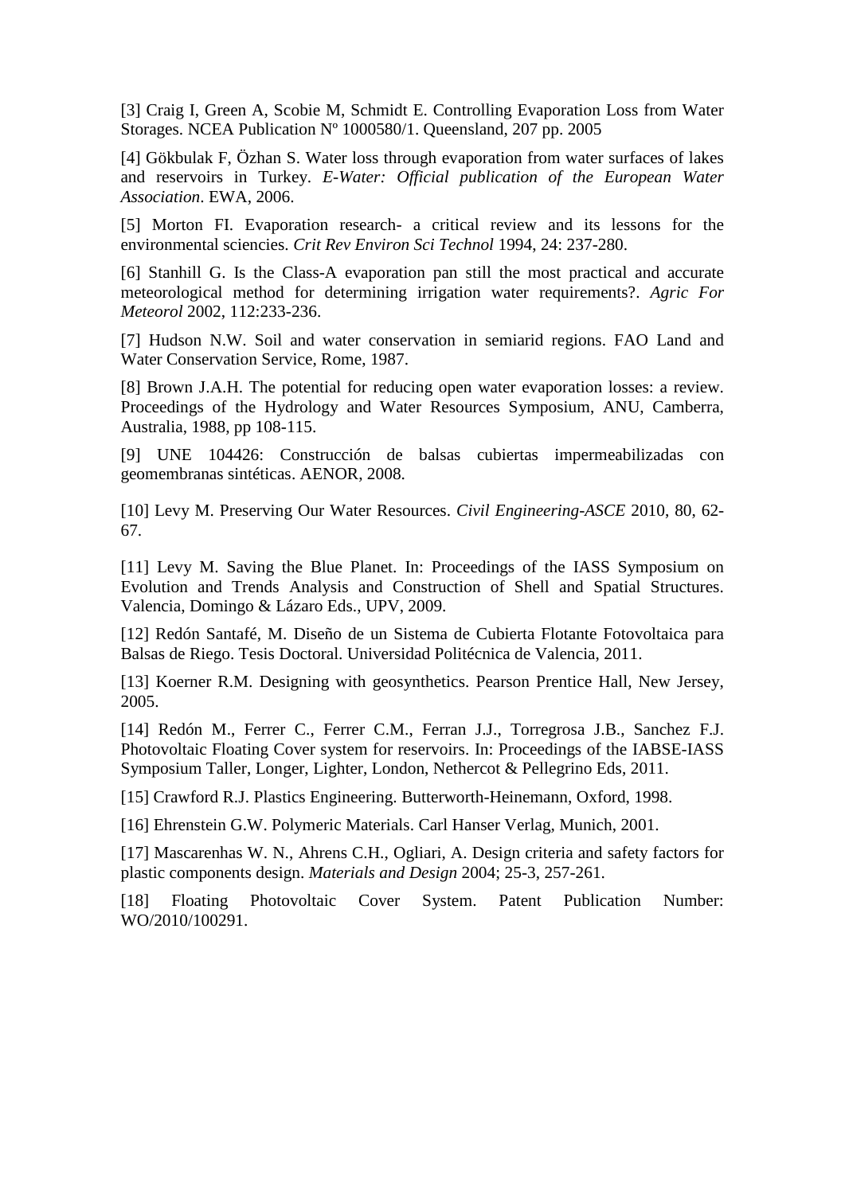[3] Craig I, Green A, Scobie M, Schmidt E. Controlling Evaporation Loss from Water Storages. NCEA Publication Nº 1000580/1. Queensland, 207 pp. 2005

[4] Gökbulak F, Özhan S. Water loss through evaporation from water surfaces of lakes and reservoirs in Turkey. *E-Water: Official publication of the European Water Association*. EWA, 2006.

[5] Morton FI. Evaporation research- a critical review and its lessons for the environmental sciencies. *Crit Rev Environ Sci Technol* 1994, 24: 237-280.

[6] Stanhill G. Is the Class-A evaporation pan still the most practical and accurate meteorological method for determining irrigation water requirements?. *Agric For Meteorol* 2002, 112:233-236.

[7] Hudson N.W. Soil and water conservation in semiarid regions. FAO Land and Water Conservation Service, Rome, 1987.

[8] Brown J.A.H. The potential for reducing open water evaporation losses: a review. Proceedings of the Hydrology and Water Resources Symposium, ANU, Camberra, Australia, 1988, pp 108-115.

[9] UNE 104426: Construcción de balsas cubiertas impermeabilizadas con geomembranas sintéticas. AENOR, 2008.

[10] Levy M. Preserving Our Water Resources. *Civil Engineering-ASCE* 2010, 80, 62-67.

[11] Levy M. Saving the Blue Planet. In: Proceedings of the IASS Symposium on Evolution and Trends Analysis and Construction of Shell and Spatial Structures. Valencia, Domingo & Lázaro Eds., UPV, 2009.

[12] Redón Santafé, M. Diseño de un Sistema de Cubierta Flotante Fotovoltaica para Balsas de Riego. Tesis Doctoral. Universidad Politécnica de Valencia, 2011.

[13] Koerner R.M. Designing with geosynthetics. Pearson Prentice Hall, New Jersey, 2005.

[14] Redón M., Ferrer C., Ferrer C.M., Ferran J.J., Torregrosa J.B., Sanchez F.J. Photovoltaic Floating Cover system for reservoirs. In: Proceedings of the IABSE-IASS Symposium Taller, Longer, Lighter, London, Nethercot & Pellegrino Eds, 2011.

[15] Crawford R.J. Plastics Engineering. Butterworth-Heinemann, Oxford, 1998.

[16] Ehrenstein G.W. Polymeric Materials. Carl Hanser Verlag, Munich, 2001.

[17] Mascarenhas W. N., Ahrens C.H., Ogliari, A. Design criteria and safety factors for plastic components design. *Materials and Design* 2004; 25-3, 257-261.

[18] Floating Photovoltaic Cover System. Patent Publication Number: WO/2010/100291.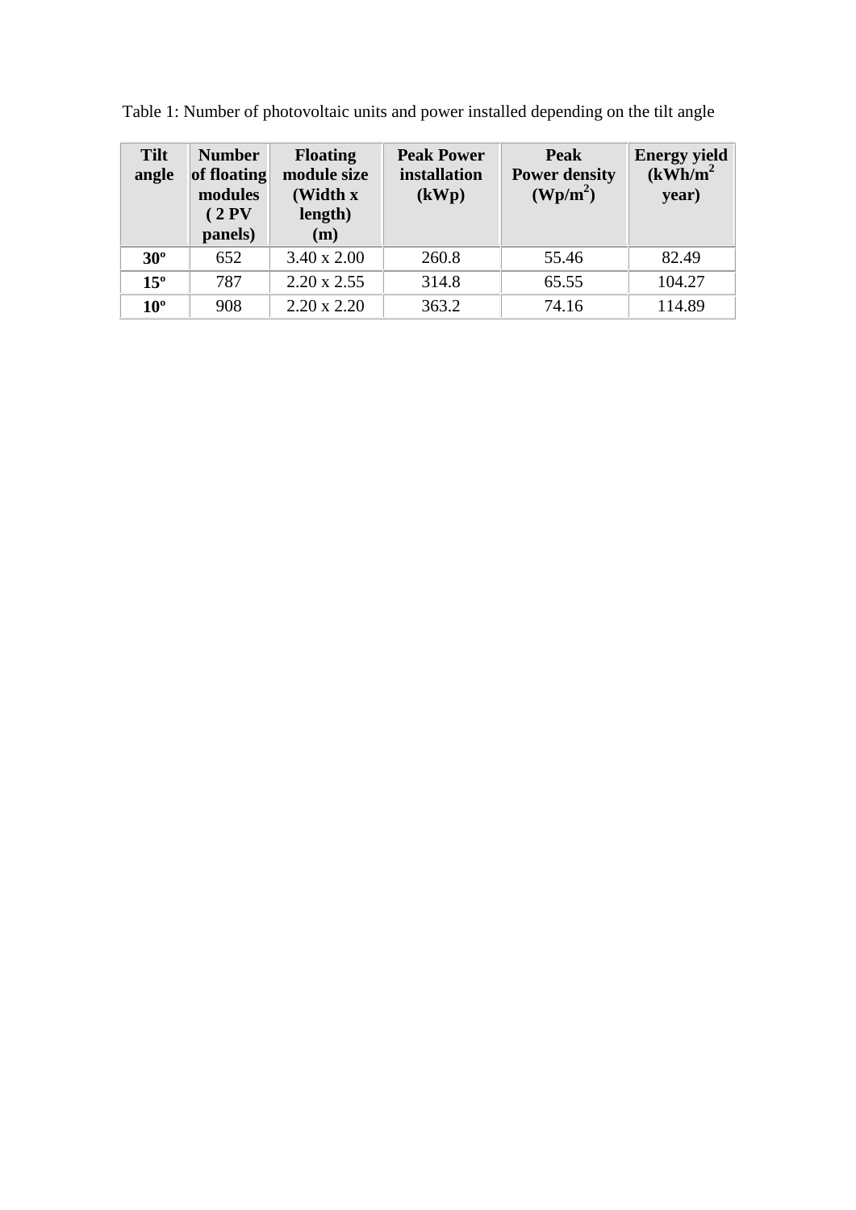Table 1: Number of photovoltaic units and power installed depending on the tilt angle

| Tilt angle | Number of floating modules ( 2 PV panels) | Floating module size (Width x length) (m) | Peak Power installation (kWp) | Peak Power density ($Wp/m^2$) | Energy yield ($kWh/m^2$ year) |
|---|---|---|---|---|---|
| **30º** | 652 | 3.40 x 2.00 | 260.8 | 55.46 | 82.49 |
| **15º** | 787 | 2.20 x 2.55 | 314.8 | 65.55 | 104.27 |
| **10º** | 908 | 2.20 x 2.20 | 363.2 | 74.16 | 114.89 |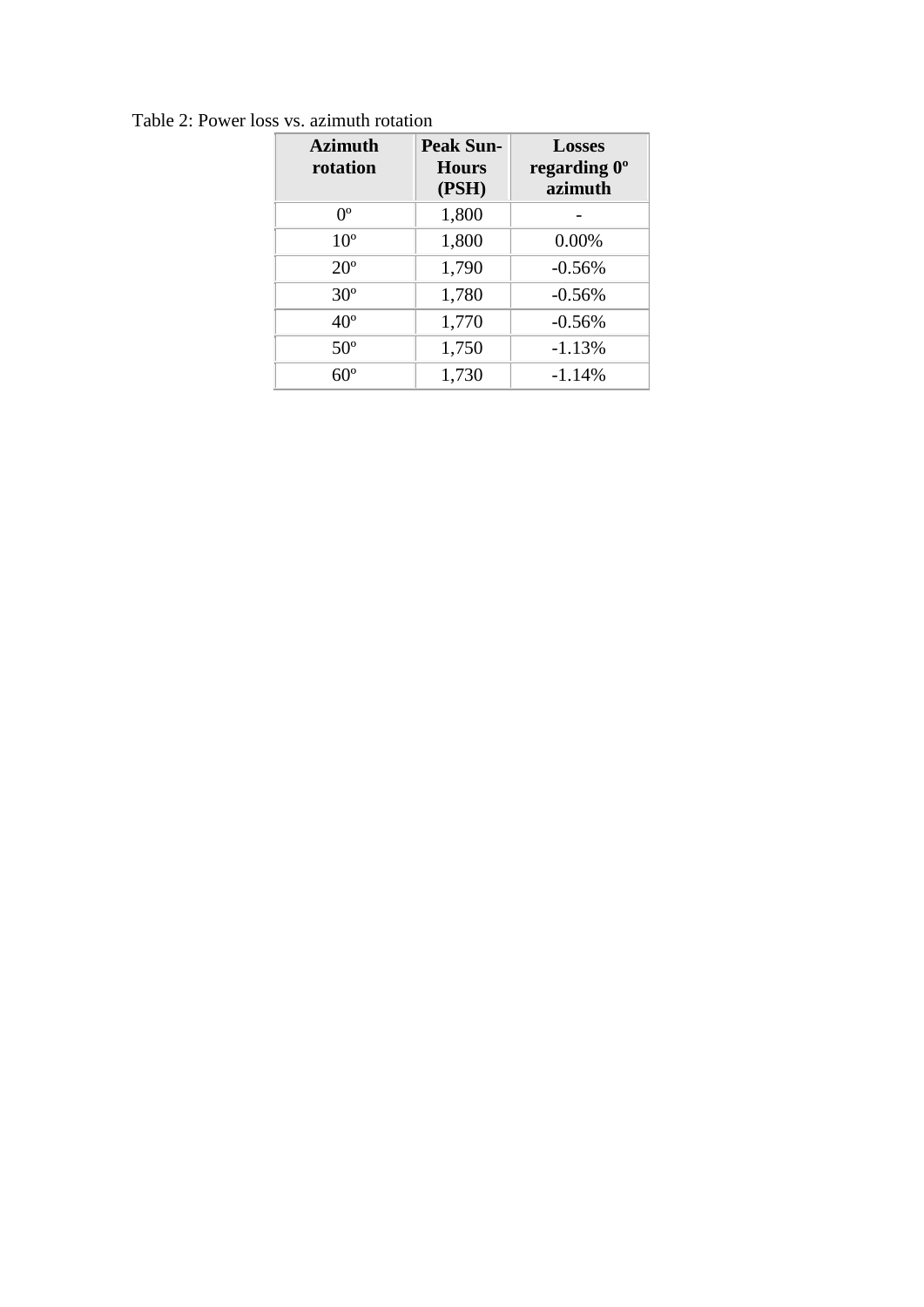Table 2: Power loss vs. azimuth rotation

| Azimuth rotation | Peak Sun-Hours (PSH) | Losses regarding 0º azimuth |
|---|---|---|
| 0º | 1,800 | - |
| 10º | 1,800 | 0.00% |
| 20º | 1,790 | -0.56% |
| 30º | 1,780 | -0.56% |
| 40º | 1,770 | -0.56% |
| 50º | 1,750 | -1.13% |
| 60º | 1,730 | -1.14% |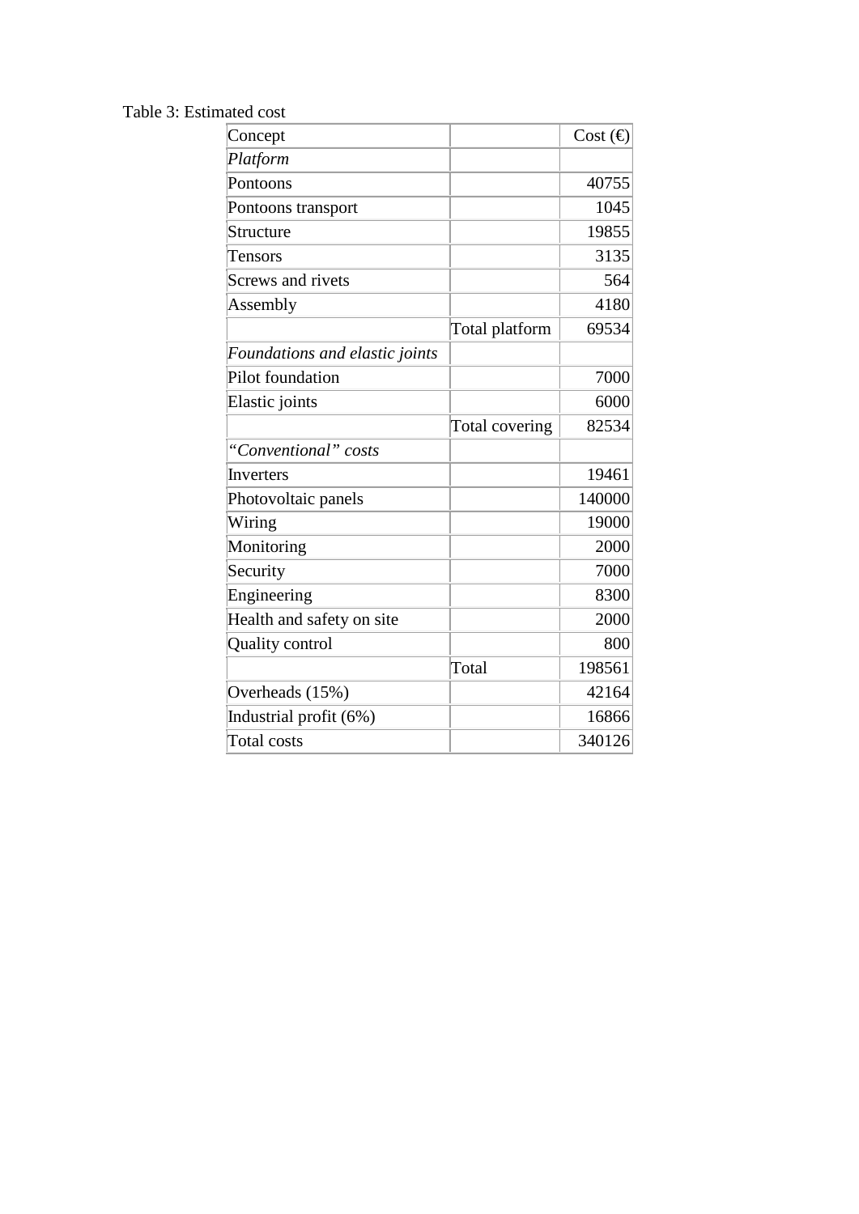Table 3: Estimated cost

| Concept | | Cost (€) |
|---|---|---|
| *Platform* | | |
| Pontoons | | 40755 |
| Pontoons transport | | 1045 |
| Structure | | 19855 |
| Tensors | | 3135 |
| Screws and rivets | | 564 |
| Assembly | | 4180 |
| | Total platform | 69534 |
| *Foundations and elastic joints* | | |
| Pilot foundation | | 7000 |
| Elastic joints | | 6000 |
| | Total covering | 82534 |
| *"Conventional" costs* | | |
| Inverters | | 19461 |
| Photovoltaic panels | | 140000 |
| Wiring | | 19000 |
| Monitoring | | 2000 |
| Security | | 7000 |
| Engineering | | 8300 |
| Health and safety on site | | 2000 |
| Quality control | | 800 |
| | Total | 198561 |
| Overheads (15%) | | 42164 |
| Industrial profit (6%) | | 16866 |
| Total costs | | 340126 |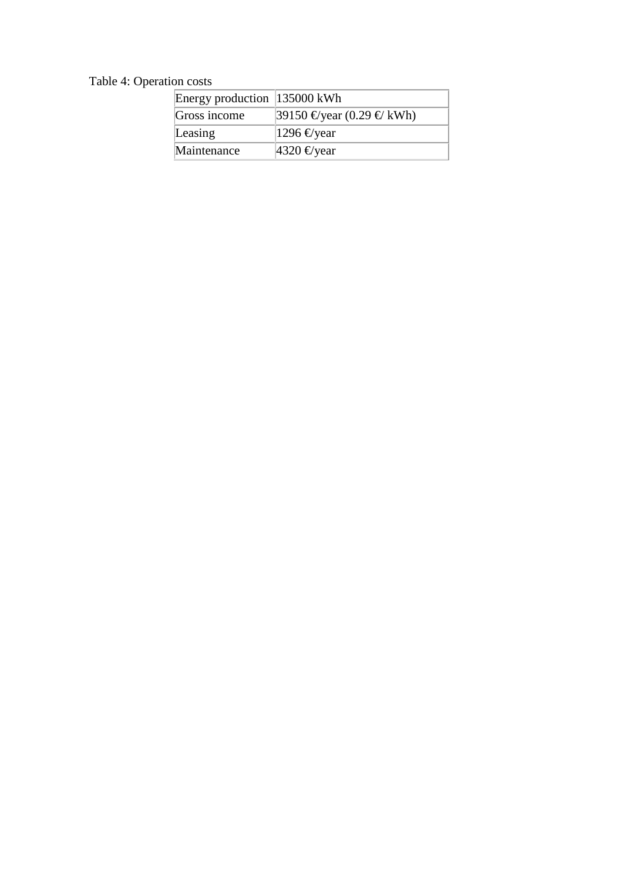Table 4: Operation costs

| Energy production | 135000 kWh |
|---|---|
| Gross income | 39150 €/year (0.29 €/ kWh) |
| Leasing | 1296 €/year |
| Maintenance | 4320 €/year |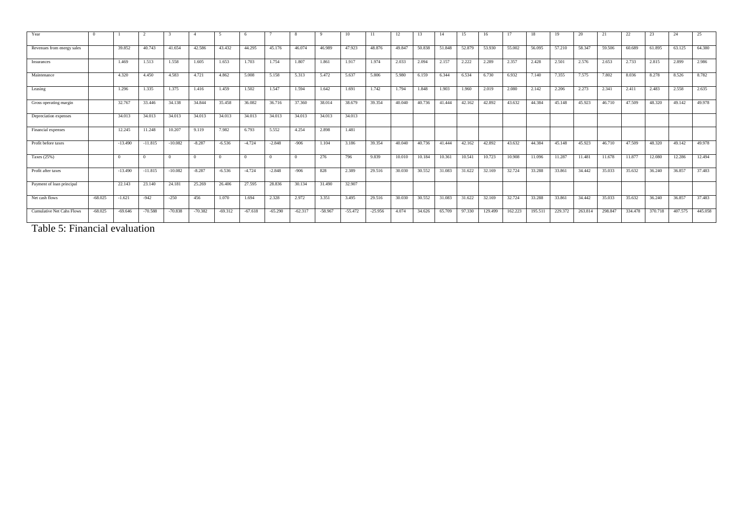| Year | 0 | 1 | 2 | 3 | 4 | 5 | 6 | 7 | 8 | 9 | 10 | 11 | 12 | 13 | 14 | 15 | 16 | 17 | 18 | 19 | 20 | 21 | 22 | 23 | 24 | 25 |
|---|---|---|---|---|---|---|---|---|---|---|---|---|---|---|---|---|---|---|---|---|---|---|---|---|---|---|
| Revenues from energy sales | | 39.852 | 40.743 | 41.654 | 42.586 | 43.432 | 44.295 | 45.176 | 46.074 | 46.989 | 47.923 | 48.876 | 49.847 | 50.838 | 51.848 | 52.879 | 53.930 | 55.002 | 56.095 | 57.210 | 58.347 | 59.506 | 60.689 | 61.895 | 63.125 | 64.380 |
| Insurances | | 1.469 | 1.513 | 1.558 | 1.605 | 1.653 | 1.703 | 1.754 | 1.807 | 1.861 | 1.917 | 1.974 | 2.033 | 2.094 | 2.157 | 2.222 | 2.289 | 2.357 | 2.428 | 2.501 | 2.576 | 2.653 | 2.733 | 2.815 | 2.899 | 2.986 |
| Maintenance | | 4.320 | 4.450 | 4.583 | 4.721 | 4.862 | 5.008 | 5.158 | 5.313 | 5.472 | 5.637 | 5.806 | 5.980 | 6.159 | 6.344 | 6.534 | 6.730 | 6.932 | 7.140 | 7.355 | 7.575 | 7.802 | 8.036 | 8.278 | 8.526 | 8.782 |
| Leasing | | 1.296 | 1.335 | 1.375 | 1.416 | 1.459 | 1.502 | 1.547 | 1.594 | 1.642 | 1.691 | 1.742 | 1.794 | 1.848 | 1.903 | 1.960 | 2.019 | 2.080 | 2.142 | 2.206 | 2.273 | 2.341 | 2.411 | 2.483 | 2.558 | 2.635 |
| Gross operating margin | | 32.767 | 33.446 | 34.138 | 34.844 | 35.458 | 36.082 | 36.716 | 37.360 | 38.014 | 38.679 | 39.354 | 40.040 | 40.736 | 41.444 | 42.162 | 42.892 | 43.632 | 44.384 | 45.148 | 45.923 | 46.710 | 47.509 | 48.320 | 49.142 | 49.978 |
| Depreciation expenses | | 34.013 | 34.013 | 34.013 | 34.013 | 34.013 | 34.013 | 34.013 | 34.013 | 34.013 | 34.013 | | | | | | | | | | | | | | | |
| Financial expenses | | 12.245 | 11.248 | 10.207 | 9.119 | 7.982 | 6.793 | 5.552 | 4.254 | 2.898 | 1.481 | | | | | | | | | | | | | | | |
| Profit before taxes | | -13.490 | -11.815 | -10.082 | -8.287 | -6.536 | -4.724 | -2.848 | -906 | 1.104 | 3.186 | 39.354 | 40.040 | 40.736 | 41.444 | 42.162 | 42.892 | 43.632 | 44.384 | 45.148 | 45.923 | 46.710 | 47.509 | 48.320 | 49.142 | 49.978 |
| Taxes (25%) | | 0 | 0 | 0 | 0 | 0 | 0 | 0 | 0 | 276 | 796 | 9.839 | 10.010 | 10.184 | 10.361 | 10.541 | 10.723 | 10.908 | 11.096 | 11.287 | 11.481 | 11.678 | 11.877 | 12.080 | 12.286 | 12.494 |
| Profit after taxes | | -13.490 | -11.815 | -10.082 | -8.287 | -6.536 | -4.724 | -2.848 | -906 | 828 | 2.389 | 29.516 | 30.030 | 30.552 | 31.083 | 31.622 | 32.169 | 32.724 | 33.288 | 33.861 | 34.442 | 35.033 | 35.632 | 36.240 | 36.857 | 37.483 |
| Payment of loan principal | | 22.143 | 23.140 | 24.181 | 25.269 | 26.406 | 27.595 | 28.836 | 30.134 | 31.490 | 32.907 | | | | | | | | | | | | | | | |
| Net cash flows | -68.025 | -1.621 | -942 | -250 | 456 | 1.070 | 1.694 | 2.328 | 2.972 | 3.351 | 3.495 | 29.516 | 30.030 | 30.552 | 31.083 | 31.622 | 32.169 | 32.724 | 33.288 | 33.861 | 34.442 | 35.033 | 35.632 | 36.240 | 36.857 | 37.483 |
| Cumulative Net Cahs Flows | -68.025 | -69.646 | -70.588 | -70.838 | -70.382 | -69.312 | -67.618 | -65.290 | -62.317 | -58.967 | -55.472 | -25.956 | 4.074 | 34.626 | 65.709 | 97.330 | 129.499 | 162.223 | 195.511 | 229.372 | 263.814 | 298.847 | 334.478 | 370.718 | 407.575 | 445.058 |

Table 5: Financial evaluation